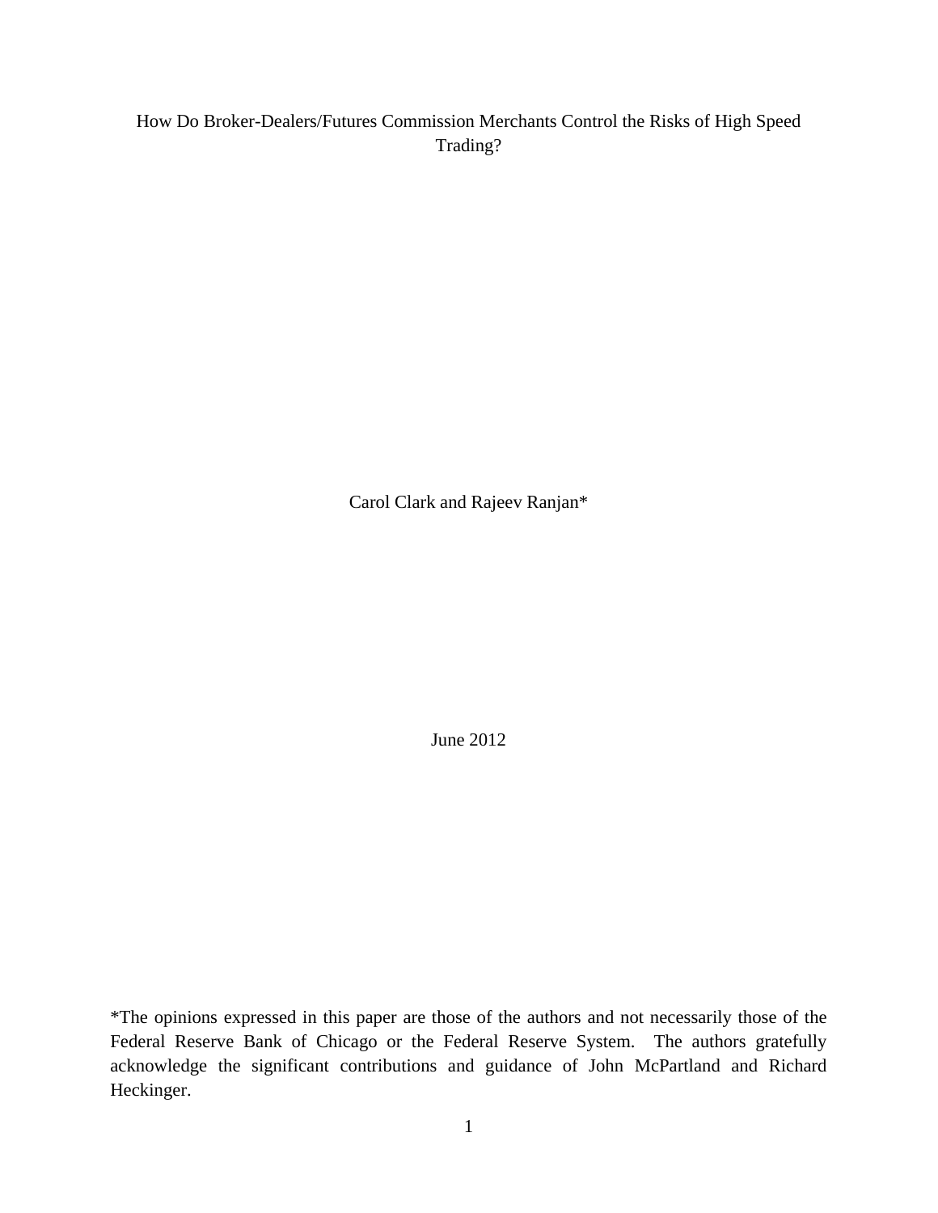# How Do Broker-Dealers/Futures Commission Merchants Control the Risks of High Speed Trading?

Carol Clark and Rajeev Ranjan*

June 2012

*The opinions expressed in this paper are those of the authors and not necessarily those of the Federal Reserve Bank of Chicago or the Federal Reserve System. The authors gratefully acknowledge the significant contributions and guidance of John McPartland and Richard Heckinger.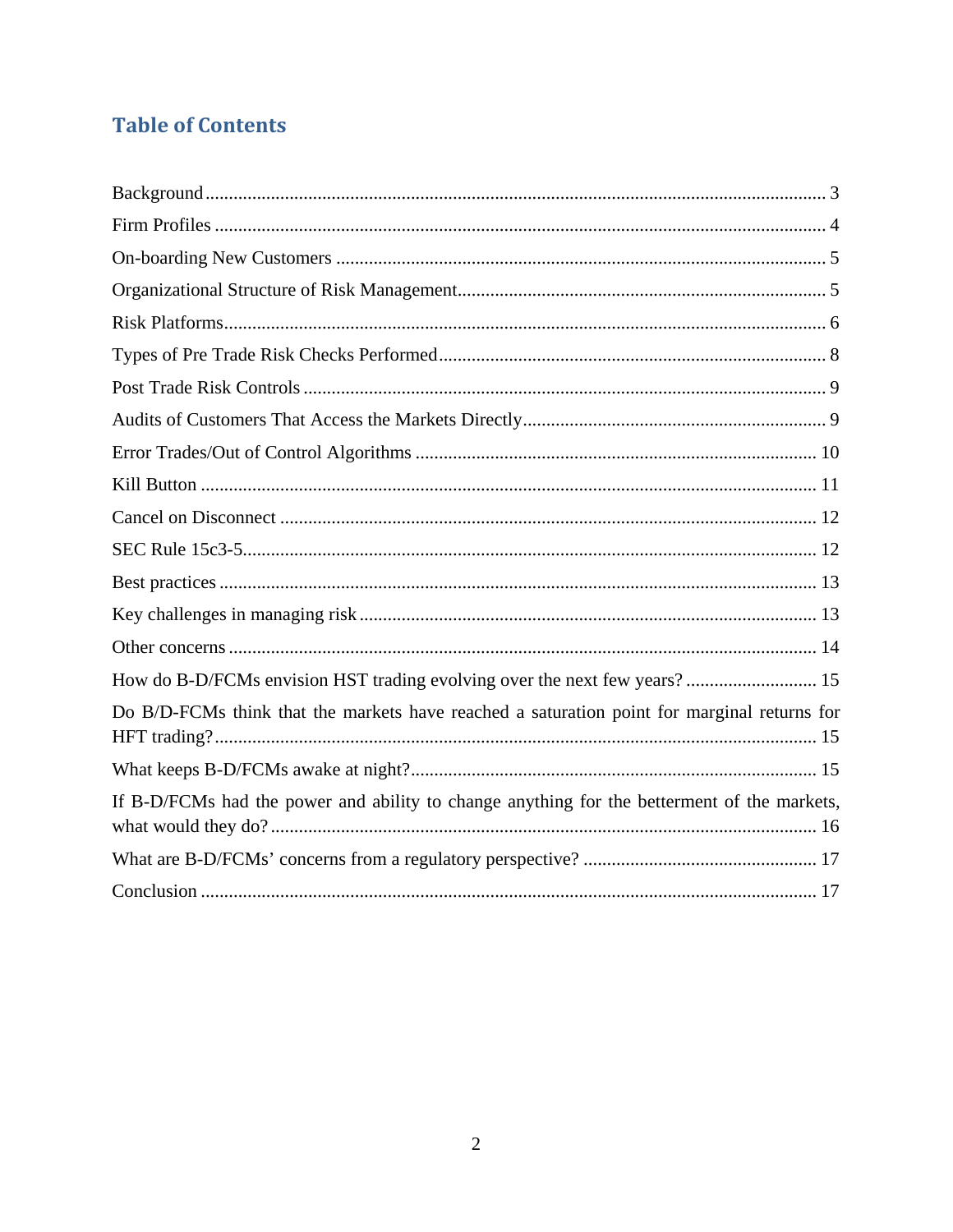# Table of Contents

Background ........ 3
Firm Profiles ........ 4
On-boarding New Customers ........ 5
Organizational Structure of Risk Management ........ 5
Risk Platforms ........ 6
Types of Pre Trade Risk Checks Performed ........ 8
Post Trade Risk Controls ........ 9
Audits of Customers That Access the Markets Directly ........ 9
Error Trades/Out of Control Algorithms ........ 10
Kill Button ........ 11
Cancel on Disconnect ........ 12
SEC Rule 15c3-5 ........ 12
Best practices ........ 13
Key challenges in managing risk ........ 13
Other concerns ........ 14
How do B-D/FCMs envision HST trading evolving over the next few years? ........ 15
Do B/D-FCMs think that the markets have reached a saturation point for marginal returns for HFT trading? ........ 15
What keeps B-D/FCMs awake at night? ........ 15
If B-D/FCMs had the power and ability to change anything for the betterment of the markets, what would they do? ........ 16
What are B-D/FCMs' concerns from a regulatory perspective? ........ 17
Conclusion ........ 17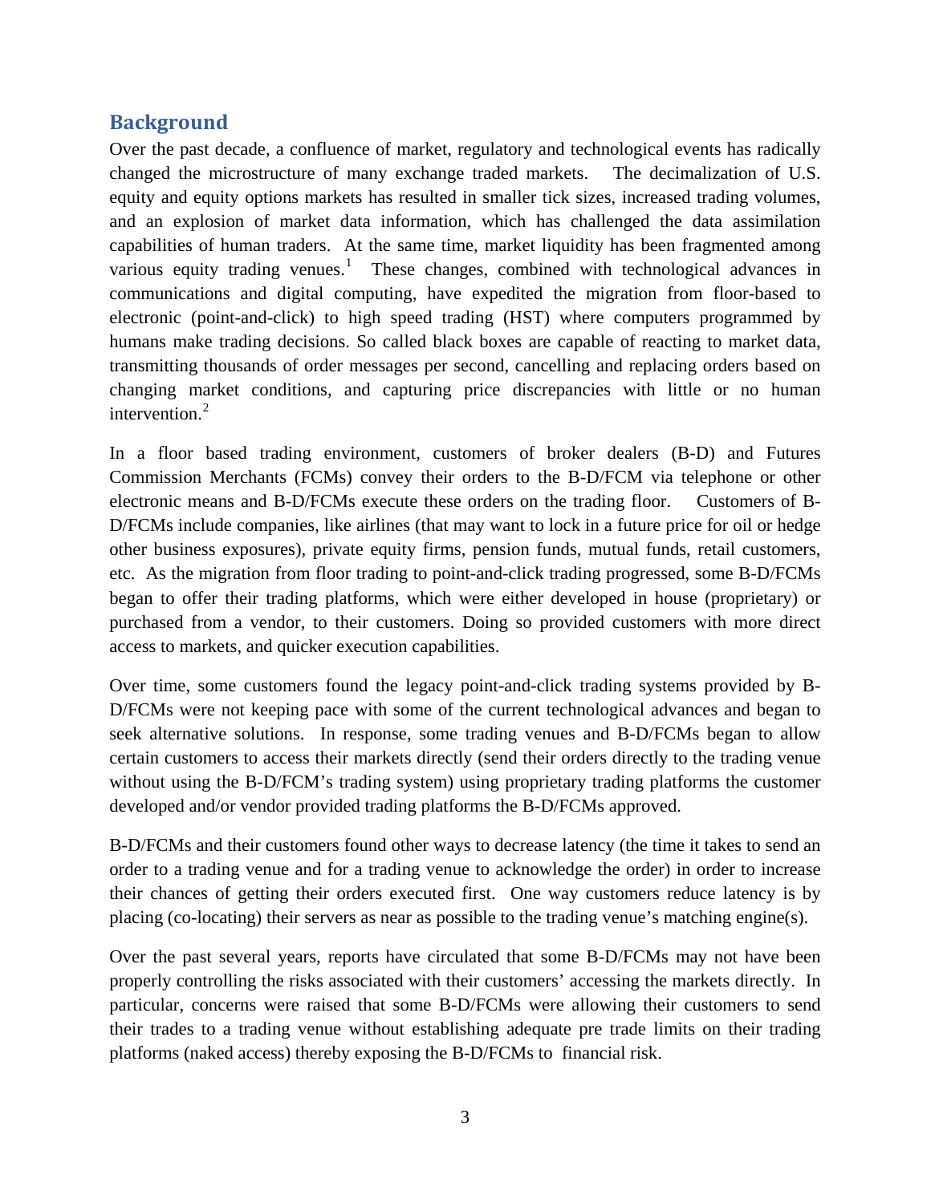## Background

Over the past decade, a confluence of market, regulatory and technological events has radically changed the microstructure of many exchange traded markets. The decimalization of U.S. equity and equity options markets has resulted in smaller tick sizes, increased trading volumes, and an explosion of market data information, which has challenged the data assimilation capabilities of human traders. At the same time, market liquidity has been fragmented among various equity trading venues.[1] These changes, combined with technological advances in communications and digital computing, have expedited the migration from floor-based to electronic (point-and-click) to high speed trading (HST) where computers programmed by humans make trading decisions. So called black boxes are capable of reacting to market data, transmitting thousands of order messages per second, cancelling and replacing orders based on changing market conditions, and capturing price discrepancies with little or no human intervention.[2]

In a floor based trading environment, customers of broker dealers (B-D) and Futures Commission Merchants (FCMs) convey their orders to the B-D/FCM via telephone or other electronic means and B-D/FCMs execute these orders on the trading floor. Customers of B-D/FCMs include companies, like airlines (that may want to lock in a future price for oil or hedge other business exposures), private equity firms, pension funds, mutual funds, retail customers, etc. As the migration from floor trading to point-and-click trading progressed, some B-D/FCMs began to offer their trading platforms, which were either developed in house (proprietary) or purchased from a vendor, to their customers. Doing so provided customers with more direct access to markets, and quicker execution capabilities.

Over time, some customers found the legacy point-and-click trading systems provided by B-D/FCMs were not keeping pace with some of the current technological advances and began to seek alternative solutions. In response, some trading venues and B-D/FCMs began to allow certain customers to access their markets directly (send their orders directly to the trading venue without using the B-D/FCM's trading system) using proprietary trading platforms the customer developed and/or vendor provided trading platforms the B-D/FCMs approved.

B-D/FCMs and their customers found other ways to decrease latency (the time it takes to send an order to a trading venue and for a trading venue to acknowledge the order) in order to increase their chances of getting their orders executed first. One way customers reduce latency is by placing (co-locating) their servers as near as possible to the trading venue's matching engine(s).

Over the past several years, reports have circulated that some B-D/FCMs may not have been properly controlling the risks associated with their customers' accessing the markets directly. In particular, concerns were raised that some B-D/FCMs were allowing their customers to send their trades to a trading venue without establishing adequate pre trade limits on their trading platforms (naked access) thereby exposing the B-D/FCMs to financial risk.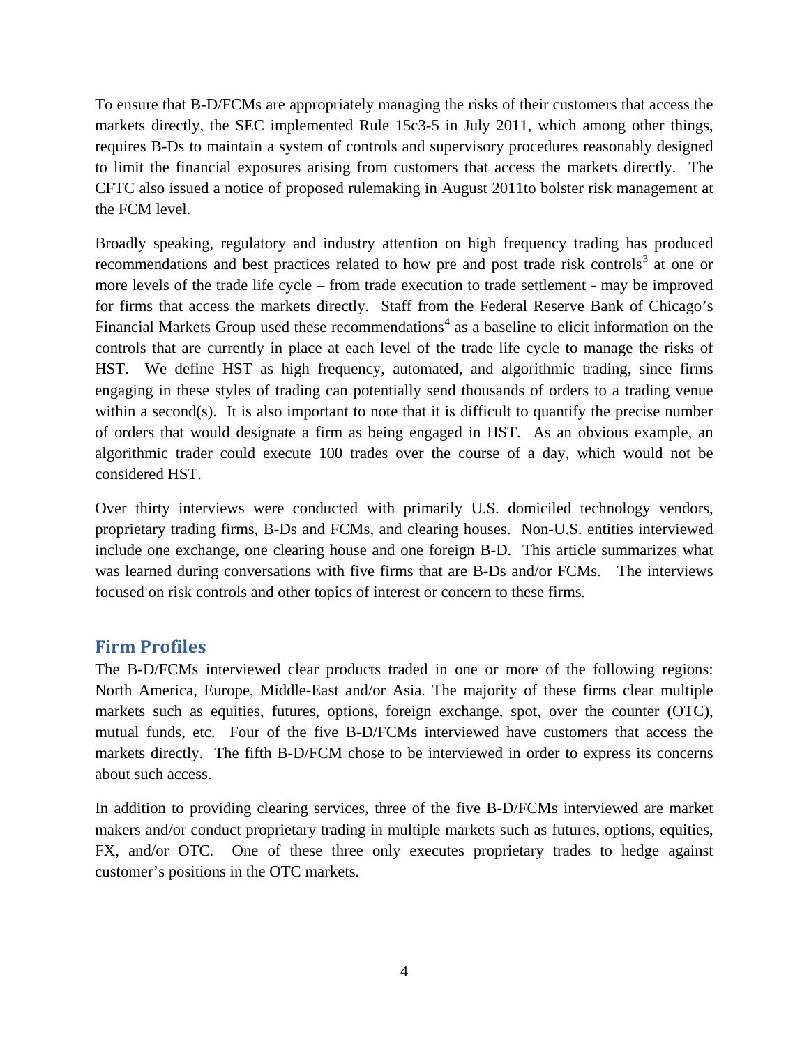To ensure that B-D/FCMs are appropriately managing the risks of their customers that access the markets directly, the SEC implemented Rule 15c3-5 in July 2011, which among other things, requires B-Ds to maintain a system of controls and supervisory procedures reasonably designed to limit the financial exposures arising from customers that access the markets directly. The CFTC also issued a notice of proposed rulemaking in August 2011to bolster risk management at the FCM level.

Broadly speaking, regulatory and industry attention on high frequency trading has produced recommendations and best practices related to how pre and post trade risk controls[3] at one or more levels of the trade life cycle – from trade execution to trade settlement - may be improved for firms that access the markets directly. Staff from the Federal Reserve Bank of Chicago's Financial Markets Group used these recommendations[4] as a baseline to elicit information on the controls that are currently in place at each level of the trade life cycle to manage the risks of HST. We define HST as high frequency, automated, and algorithmic trading, since firms engaging in these styles of trading can potentially send thousands of orders to a trading venue within a second(s). It is also important to note that it is difficult to quantify the precise number of orders that would designate a firm as being engaged in HST. As an obvious example, an algorithmic trader could execute 100 trades over the course of a day, which would not be considered HST.

Over thirty interviews were conducted with primarily U.S. domiciled technology vendors, proprietary trading firms, B-Ds and FCMs, and clearing houses. Non-U.S. entities interviewed include one exchange, one clearing house and one foreign B-D. This article summarizes what was learned during conversations with five firms that are B-Ds and/or FCMs. The interviews focused on risk controls and other topics of interest or concern to these firms.

## Firm Profiles

The B-D/FCMs interviewed clear products traded in one or more of the following regions: North America, Europe, Middle-East and/or Asia. The majority of these firms clear multiple markets such as equities, futures, options, foreign exchange, spot, over the counter (OTC), mutual funds, etc. Four of the five B-D/FCMs interviewed have customers that access the markets directly. The fifth B-D/FCM chose to be interviewed in order to express its concerns about such access.

In addition to providing clearing services, three of the five B-D/FCMs interviewed are market makers and/or conduct proprietary trading in multiple markets such as futures, options, equities, FX, and/or OTC. One of these three only executes proprietary trades to hedge against customer's positions in the OTC markets.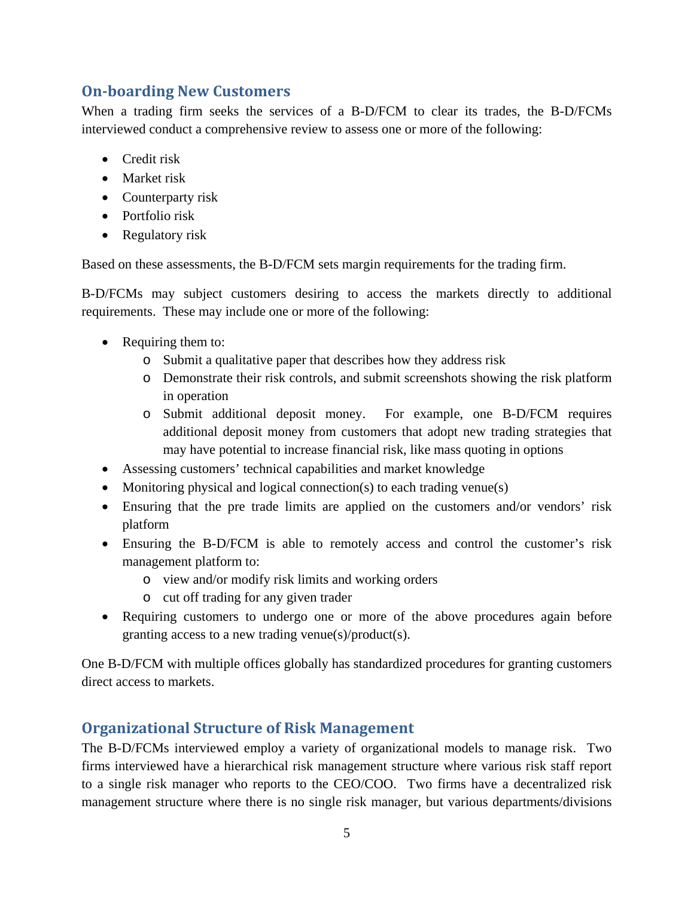## On-boarding New Customers

When a trading firm seeks the services of a B-D/FCM to clear its trades, the B-D/FCMs interviewed conduct a comprehensive review to assess one or more of the following:

- Credit risk
- Market risk
- Counterparty risk
- Portfolio risk
- Regulatory risk

Based on these assessments, the B-D/FCM sets margin requirements for the trading firm.

B-D/FCMs may subject customers desiring to access the markets directly to additional requirements. These may include one or more of the following:

- Requiring them to:
  - Submit a qualitative paper that describes how they address risk
  - Demonstrate their risk controls, and submit screenshots showing the risk platform in operation
  - Submit additional deposit money. For example, one B-D/FCM requires additional deposit money from customers that adopt new trading strategies that may have potential to increase financial risk, like mass quoting in options
- Assessing customers' technical capabilities and market knowledge
- Monitoring physical and logical connection(s) to each trading venue(s)
- Ensuring that the pre trade limits are applied on the customers and/or vendors' risk platform
- Ensuring the B-D/FCM is able to remotely access and control the customer's risk management platform to:
  - view and/or modify risk limits and working orders
  - cut off trading for any given trader
- Requiring customers to undergo one or more of the above procedures again before granting access to a new trading venue(s)/product(s).

One B-D/FCM with multiple offices globally has standardized procedures for granting customers direct access to markets.

## Organizational Structure of Risk Management

The B-D/FCMs interviewed employ a variety of organizational models to manage risk. Two firms interviewed have a hierarchical risk management structure where various risk staff report to a single risk manager who reports to the CEO/COO. Two firms have a decentralized risk management structure where there is no single risk manager, but various departments/divisions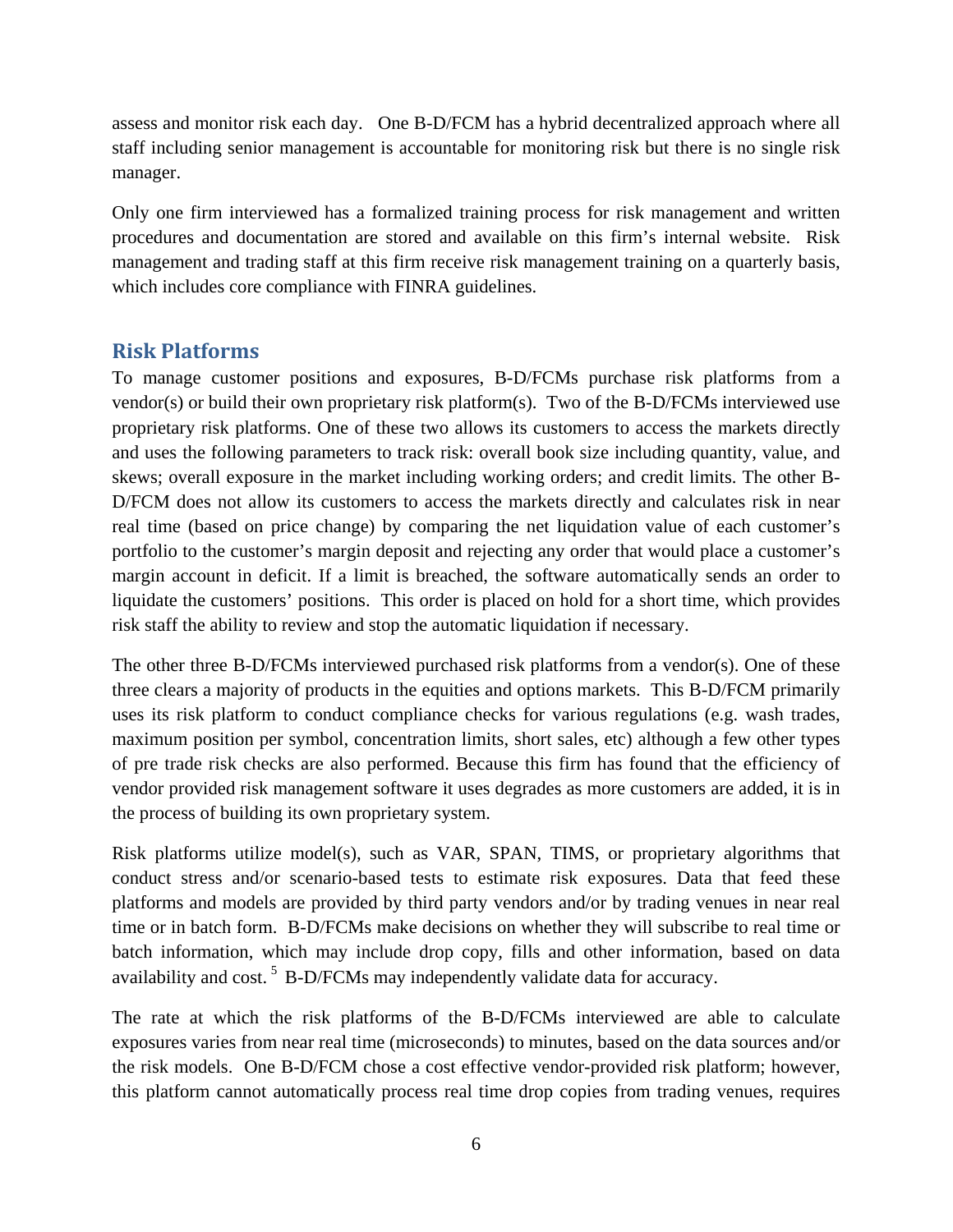assess and monitor risk each day. One B-D/FCM has a hybrid decentralized approach where all staff including senior management is accountable for monitoring risk but there is no single risk manager.

Only one firm interviewed has a formalized training process for risk management and written procedures and documentation are stored and available on this firm's internal website. Risk management and trading staff at this firm receive risk management training on a quarterly basis, which includes core compliance with FINRA guidelines.

## Risk Platforms

To manage customer positions and exposures, B-D/FCMs purchase risk platforms from a vendor(s) or build their own proprietary risk platform(s). Two of the B-D/FCMs interviewed use proprietary risk platforms. One of these two allows its customers to access the markets directly and uses the following parameters to track risk: overall book size including quantity, value, and skews; overall exposure in the market including working orders; and credit limits. The other B-D/FCM does not allow its customers to access the markets directly and calculates risk in near real time (based on price change) by comparing the net liquidation value of each customer's portfolio to the customer's margin deposit and rejecting any order that would place a customer's margin account in deficit. If a limit is breached, the software automatically sends an order to liquidate the customers' positions. This order is placed on hold for a short time, which provides risk staff the ability to review and stop the automatic liquidation if necessary.

The other three B-D/FCMs interviewed purchased risk platforms from a vendor(s). One of these three clears a majority of products in the equities and options markets. This B-D/FCM primarily uses its risk platform to conduct compliance checks for various regulations (e.g. wash trades, maximum position per symbol, concentration limits, short sales, etc) although a few other types of pre trade risk checks are also performed. Because this firm has found that the efficiency of vendor provided risk management software it uses degrades as more customers are added, it is in the process of building its own proprietary system.

Risk platforms utilize model(s), such as VAR, SPAN, TIMS, or proprietary algorithms that conduct stress and/or scenario-based tests to estimate risk exposures. Data that feed these platforms and models are provided by third party vendors and/or by trading venues in near real time or in batch form. B-D/FCMs make decisions on whether they will subscribe to real time or batch information, which may include drop copy, fills and other information, based on data availability and cost. [5] B-D/FCMs may independently validate data for accuracy.

The rate at which the risk platforms of the B-D/FCMs interviewed are able to calculate exposures varies from near real time (microseconds) to minutes, based on the data sources and/or the risk models. One B-D/FCM chose a cost effective vendor-provided risk platform; however, this platform cannot automatically process real time drop copies from trading venues, requires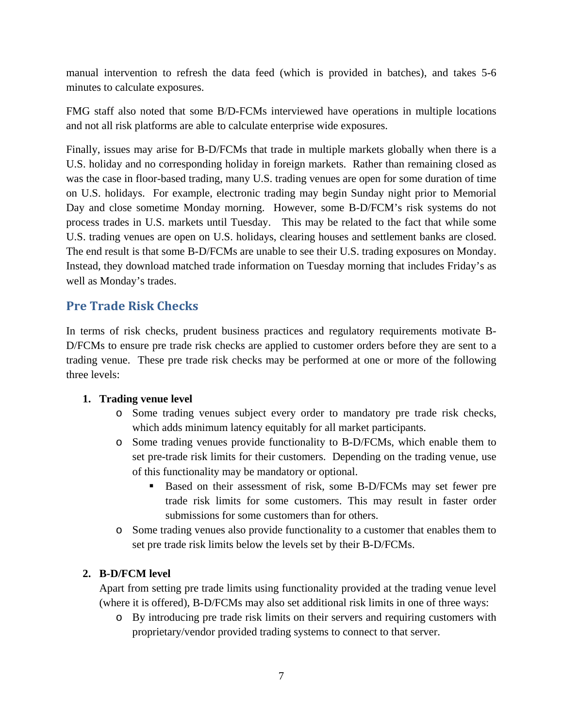manual intervention to refresh the data feed (which is provided in batches), and takes 5-6 minutes to calculate exposures.

FMG staff also noted that some B/D-FCMs interviewed have operations in multiple locations and not all risk platforms are able to calculate enterprise wide exposures.

Finally, issues may arise for B-D/FCMs that trade in multiple markets globally when there is a U.S. holiday and no corresponding holiday in foreign markets. Rather than remaining closed as was the case in floor-based trading, many U.S. trading venues are open for some duration of time on U.S. holidays. For example, electronic trading may begin Sunday night prior to Memorial Day and close sometime Monday morning. However, some B-D/FCM's risk systems do not process trades in U.S. markets until Tuesday. This may be related to the fact that while some U.S. trading venues are open on U.S. holidays, clearing houses and settlement banks are closed. The end result is that some B-D/FCMs are unable to see their U.S. trading exposures on Monday. Instead, they download matched trade information on Tuesday morning that includes Friday's as well as Monday's trades.

## Pre Trade Risk Checks

In terms of risk checks, prudent business practices and regulatory requirements motivate B-D/FCMs to ensure pre trade risk checks are applied to customer orders before they are sent to a trading venue. These pre trade risk checks may be performed at one or more of the following three levels:

1. **Trading venue level**
   - Some trading venues subject every order to mandatory pre trade risk checks, which adds minimum latency equitably for all market participants.
   - Some trading venues provide functionality to B-D/FCMs, which enable them to set pre-trade risk limits for their customers. Depending on the trading venue, use of this functionality may be mandatory or optional.
     - Based on their assessment of risk, some B-D/FCMs may set fewer pre trade risk limits for some customers. This may result in faster order submissions for some customers than for others.
   - Some trading venues also provide functionality to a customer that enables them to set pre trade risk limits below the levels set by their B-D/FCMs.

2. **B-D/FCM level**

   Apart from setting pre trade limits using functionality provided at the trading venue level (where it is offered), B-D/FCMs may also set additional risk limits in one of three ways:
   - By introducing pre trade risk limits on their servers and requiring customers with proprietary/vendor provided trading systems to connect to that server.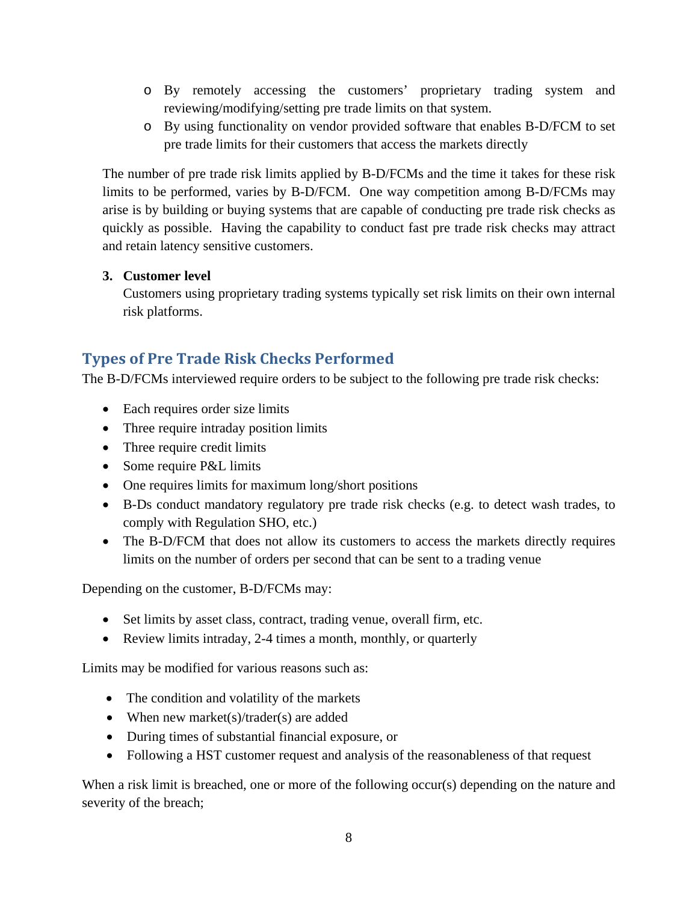- By remotely accessing the customers' proprietary trading system and reviewing/modifying/setting pre trade limits on that system.
  - By using functionality on vendor provided software that enables B-D/FCM to set pre trade limits for their customers that access the markets directly

The number of pre trade risk limits applied by B-D/FCMs and the time it takes for these risk limits to be performed, varies by B-D/FCM. One way competition among B-D/FCMs may arise is by building or buying systems that are capable of conducting pre trade risk checks as quickly as possible. Having the capability to conduct fast pre trade risk checks may attract and retain latency sensitive customers.

3. **Customer level**
   Customers using proprietary trading systems typically set risk limits on their own internal risk platforms.

## Types of Pre Trade Risk Checks Performed

The B-D/FCMs interviewed require orders to be subject to the following pre trade risk checks:

- Each requires order size limits
- Three require intraday position limits
- Three require credit limits
- Some require P&L limits
- One requires limits for maximum long/short positions
- B-Ds conduct mandatory regulatory pre trade risk checks (e.g. to detect wash trades, to comply with Regulation SHO, etc.)
- The B-D/FCM that does not allow its customers to access the markets directly requires limits on the number of orders per second that can be sent to a trading venue

Depending on the customer, B-D/FCMs may:

- Set limits by asset class, contract, trading venue, overall firm, etc.
- Review limits intraday, 2-4 times a month, monthly, or quarterly

Limits may be modified for various reasons such as:

- The condition and volatility of the markets
- When new market(s)/trader(s) are added
- During times of substantial financial exposure, or
- Following a HST customer request and analysis of the reasonableness of that request

When a risk limit is breached, one or more of the following occur(s) depending on the nature and severity of the breach;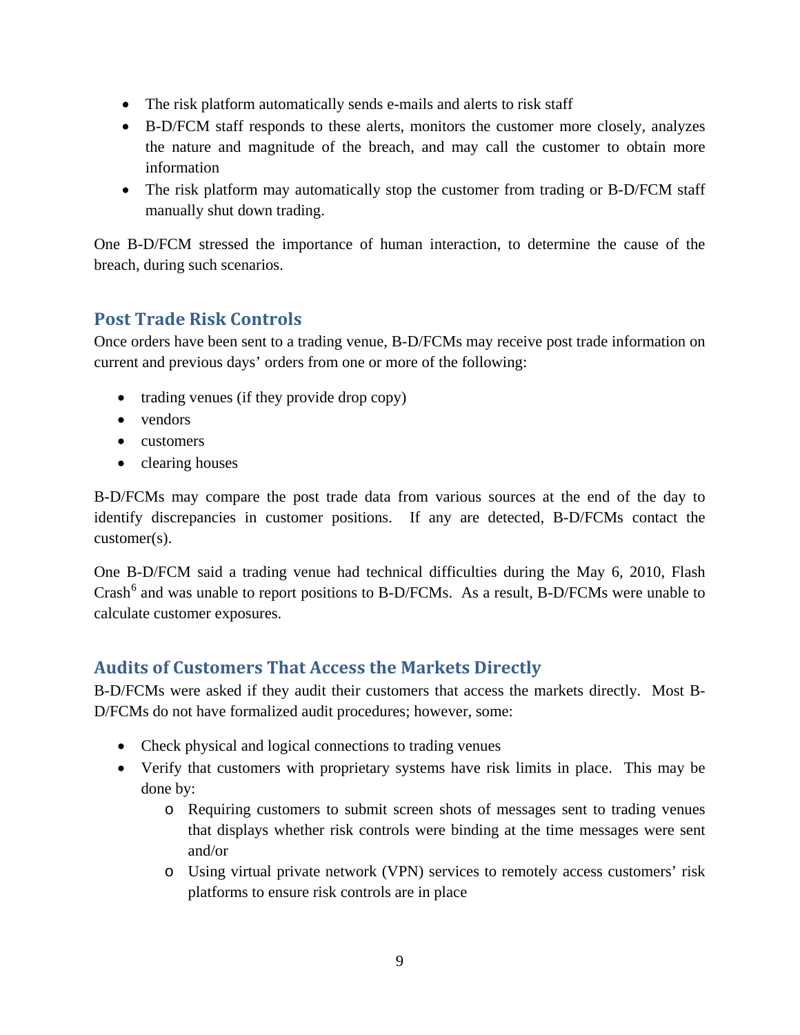- The risk platform automatically sends e-mails and alerts to risk staff
- B-D/FCM staff responds to these alerts, monitors the customer more closely, analyzes the nature and magnitude of the breach, and may call the customer to obtain more information
- The risk platform may automatically stop the customer from trading or B-D/FCM staff manually shut down trading.

One B-D/FCM stressed the importance of human interaction, to determine the cause of the breach, during such scenarios.

## Post Trade Risk Controls

Once orders have been sent to a trading venue, B-D/FCMs may receive post trade information on current and previous days' orders from one or more of the following:

- trading venues (if they provide drop copy)
- vendors
- customers
- clearing houses

B-D/FCMs may compare the post trade data from various sources at the end of the day to identify discrepancies in customer positions. If any are detected, B-D/FCMs contact the customer(s).

One B-D/FCM said a trading venue had technical difficulties during the May 6, 2010, Flash Crash[6] and was unable to report positions to B-D/FCMs. As a result, B-D/FCMs were unable to calculate customer exposures.

## Audits of Customers That Access the Markets Directly

B-D/FCMs were asked if they audit their customers that access the markets directly. Most B-D/FCMs do not have formalized audit procedures; however, some:

- Check physical and logical connections to trading venues
- Verify that customers with proprietary systems have risk limits in place. This may be done by:
  - Requiring customers to submit screen shots of messages sent to trading venues that displays whether risk controls were binding at the time messages were sent and/or
  - Using virtual private network (VPN) services to remotely access customers' risk platforms to ensure risk controls are in place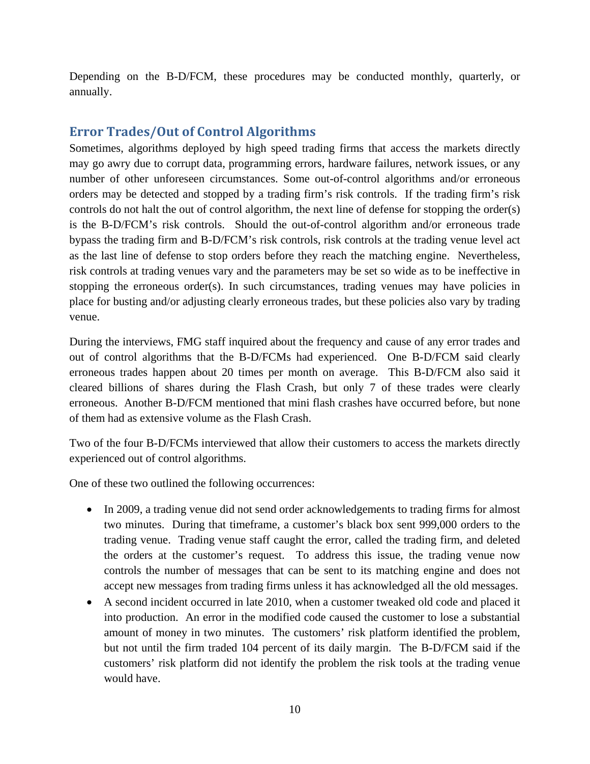Depending on the B-D/FCM, these procedures may be conducted monthly, quarterly, or annually.

## Error Trades/Out of Control Algorithms

Sometimes, algorithms deployed by high speed trading firms that access the markets directly may go awry due to corrupt data, programming errors, hardware failures, network issues, or any number of other unforeseen circumstances. Some out-of-control algorithms and/or erroneous orders may be detected and stopped by a trading firm's risk controls. If the trading firm's risk controls do not halt the out of control algorithm, the next line of defense for stopping the order(s) is the B-D/FCM's risk controls. Should the out-of-control algorithm and/or erroneous trade bypass the trading firm and B-D/FCM's risk controls, risk controls at the trading venue level act as the last line of defense to stop orders before they reach the matching engine. Nevertheless, risk controls at trading venues vary and the parameters may be set so wide as to be ineffective in stopping the erroneous order(s). In such circumstances, trading venues may have policies in place for busting and/or adjusting clearly erroneous trades, but these policies also vary by trading venue.

During the interviews, FMG staff inquired about the frequency and cause of any error trades and out of control algorithms that the B-D/FCMs had experienced. One B-D/FCM said clearly erroneous trades happen about 20 times per month on average. This B-D/FCM also said it cleared billions of shares during the Flash Crash, but only 7 of these trades were clearly erroneous. Another B-D/FCM mentioned that mini flash crashes have occurred before, but none of them had as extensive volume as the Flash Crash.

Two of the four B-D/FCMs interviewed that allow their customers to access the markets directly experienced out of control algorithms.

One of these two outlined the following occurrences:

- In 2009, a trading venue did not send order acknowledgements to trading firms for almost two minutes. During that timeframe, a customer's black box sent 999,000 orders to the trading venue. Trading venue staff caught the error, called the trading firm, and deleted the orders at the customer's request. To address this issue, the trading venue now controls the number of messages that can be sent to its matching engine and does not accept new messages from trading firms unless it has acknowledged all the old messages.
- A second incident occurred in late 2010, when a customer tweaked old code and placed it into production. An error in the modified code caused the customer to lose a substantial amount of money in two minutes. The customers' risk platform identified the problem, but not until the firm traded 104 percent of its daily margin. The B-D/FCM said if the customers' risk platform did not identify the problem the risk tools at the trading venue would have.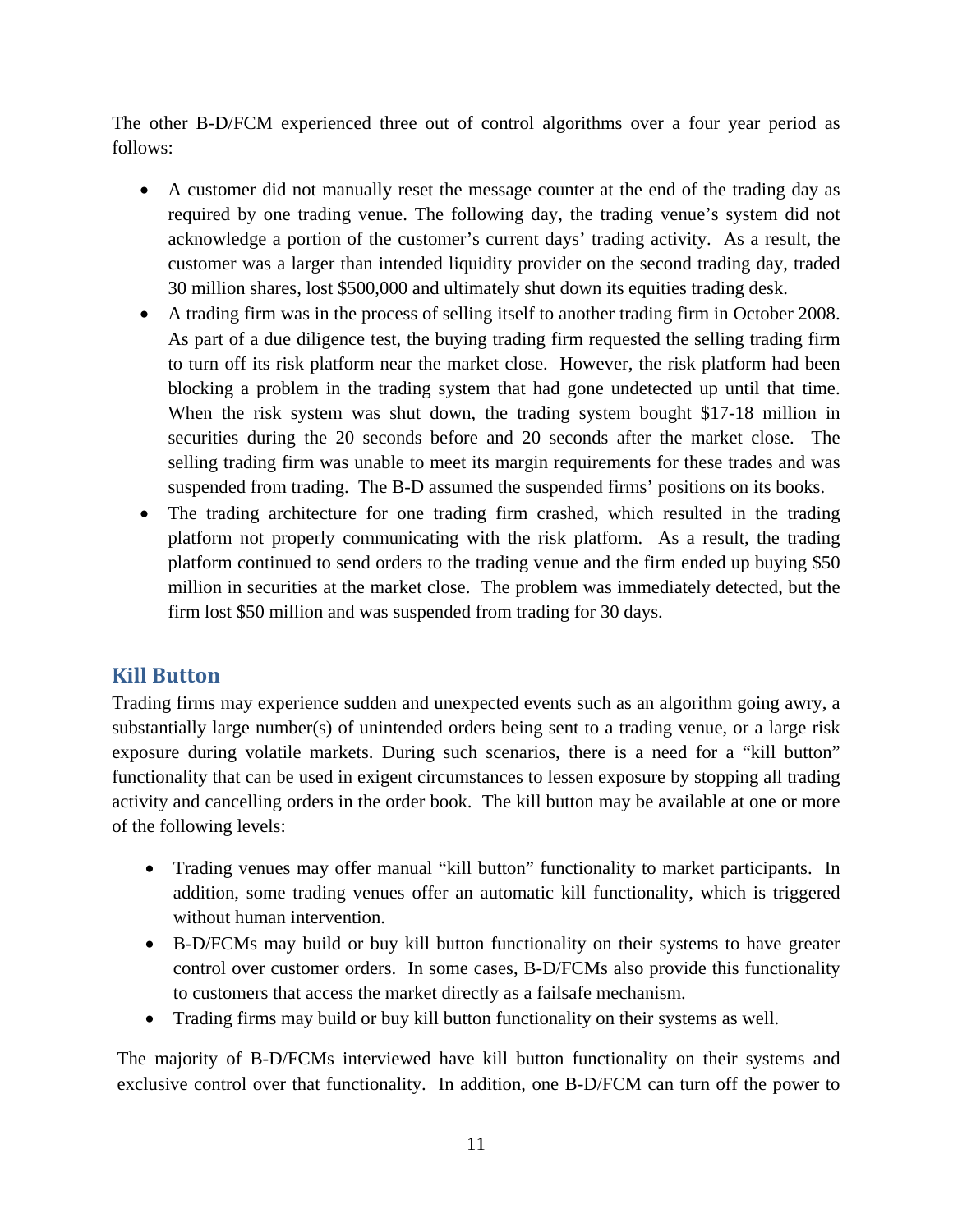The other B-D/FCM experienced three out of control algorithms over a four year period as follows:

- A customer did not manually reset the message counter at the end of the trading day as required by one trading venue. The following day, the trading venue's system did not acknowledge a portion of the customer's current days' trading activity. As a result, the customer was a larger than intended liquidity provider on the second trading day, traded 30 million shares, lost $500,000 and ultimately shut down its equities trading desk.
- A trading firm was in the process of selling itself to another trading firm in October 2008. As part of a due diligence test, the buying trading firm requested the selling trading firm to turn off its risk platform near the market close. However, the risk platform had been blocking a problem in the trading system that had gone undetected up until that time. When the risk system was shut down, the trading system bought $17-18 million in securities during the 20 seconds before and 20 seconds after the market close. The selling trading firm was unable to meet its margin requirements for these trades and was suspended from trading. The B-D assumed the suspended firms' positions on its books.
- The trading architecture for one trading firm crashed, which resulted in the trading platform not properly communicating with the risk platform. As a result, the trading platform continued to send orders to the trading venue and the firm ended up buying $50 million in securities at the market close. The problem was immediately detected, but the firm lost $50 million and was suspended from trading for 30 days.

## Kill Button

Trading firms may experience sudden and unexpected events such as an algorithm going awry, a substantially large number(s) of unintended orders being sent to a trading venue, or a large risk exposure during volatile markets. During such scenarios, there is a need for a "kill button" functionality that can be used in exigent circumstances to lessen exposure by stopping all trading activity and cancelling orders in the order book. The kill button may be available at one or more of the following levels:

- Trading venues may offer manual "kill button" functionality to market participants. In addition, some trading venues offer an automatic kill functionality, which is triggered without human intervention.
- B-D/FCMs may build or buy kill button functionality on their systems to have greater control over customer orders. In some cases, B-D/FCMs also provide this functionality to customers that access the market directly as a failsafe mechanism.
- Trading firms may build or buy kill button functionality on their systems as well.

The majority of B-D/FCMs interviewed have kill button functionality on their systems and exclusive control over that functionality. In addition, one B-D/FCM can turn off the power to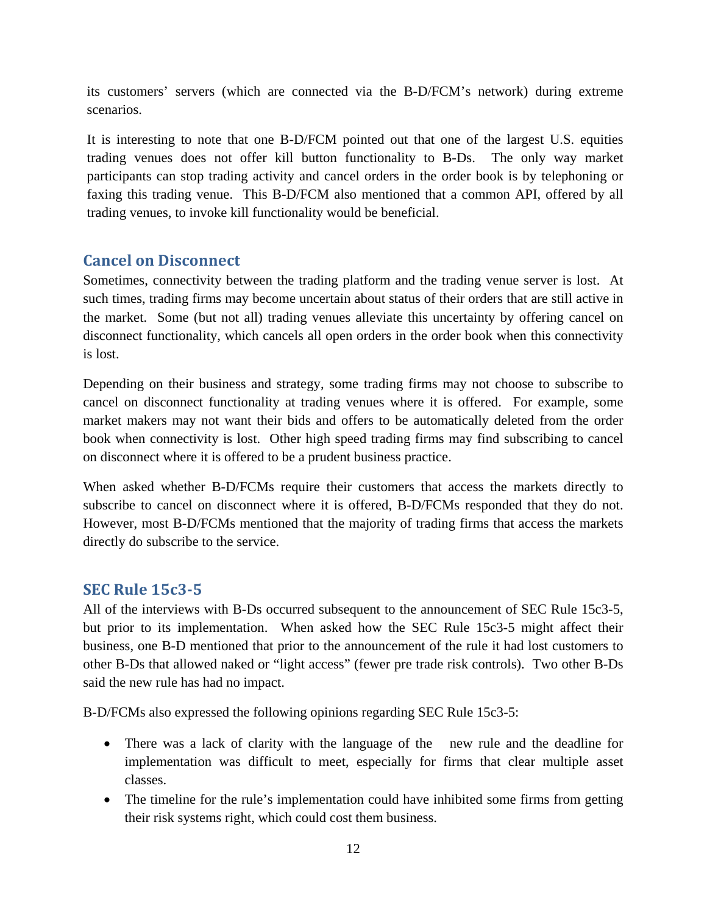its customers' servers (which are connected via the B-D/FCM's network) during extreme scenarios.

It is interesting to note that one B-D/FCM pointed out that one of the largest U.S. equities trading venues does not offer kill button functionality to B-Ds. The only way market participants can stop trading activity and cancel orders in the order book is by telephoning or faxing this trading venue. This B-D/FCM also mentioned that a common API, offered by all trading venues, to invoke kill functionality would be beneficial.

## Cancel on Disconnect

Sometimes, connectivity between the trading platform and the trading venue server is lost. At such times, trading firms may become uncertain about status of their orders that are still active in the market. Some (but not all) trading venues alleviate this uncertainty by offering cancel on disconnect functionality, which cancels all open orders in the order book when this connectivity is lost.

Depending on their business and strategy, some trading firms may not choose to subscribe to cancel on disconnect functionality at trading venues where it is offered. For example, some market makers may not want their bids and offers to be automatically deleted from the order book when connectivity is lost. Other high speed trading firms may find subscribing to cancel on disconnect where it is offered to be a prudent business practice.

When asked whether B-D/FCMs require their customers that access the markets directly to subscribe to cancel on disconnect where it is offered, B-D/FCMs responded that they do not. However, most B-D/FCMs mentioned that the majority of trading firms that access the markets directly do subscribe to the service.

## SEC Rule 15c3-5

All of the interviews with B-Ds occurred subsequent to the announcement of SEC Rule 15c3-5, but prior to its implementation. When asked how the SEC Rule 15c3-5 might affect their business, one B-D mentioned that prior to the announcement of the rule it had lost customers to other B-Ds that allowed naked or "light access" (fewer pre trade risk controls). Two other B-Ds said the new rule has had no impact.

B-D/FCMs also expressed the following opinions regarding SEC Rule 15c3-5:

- There was a lack of clarity with the language of the new rule and the deadline for implementation was difficult to meet, especially for firms that clear multiple asset classes.
- The timeline for the rule's implementation could have inhibited some firms from getting their risk systems right, which could cost them business.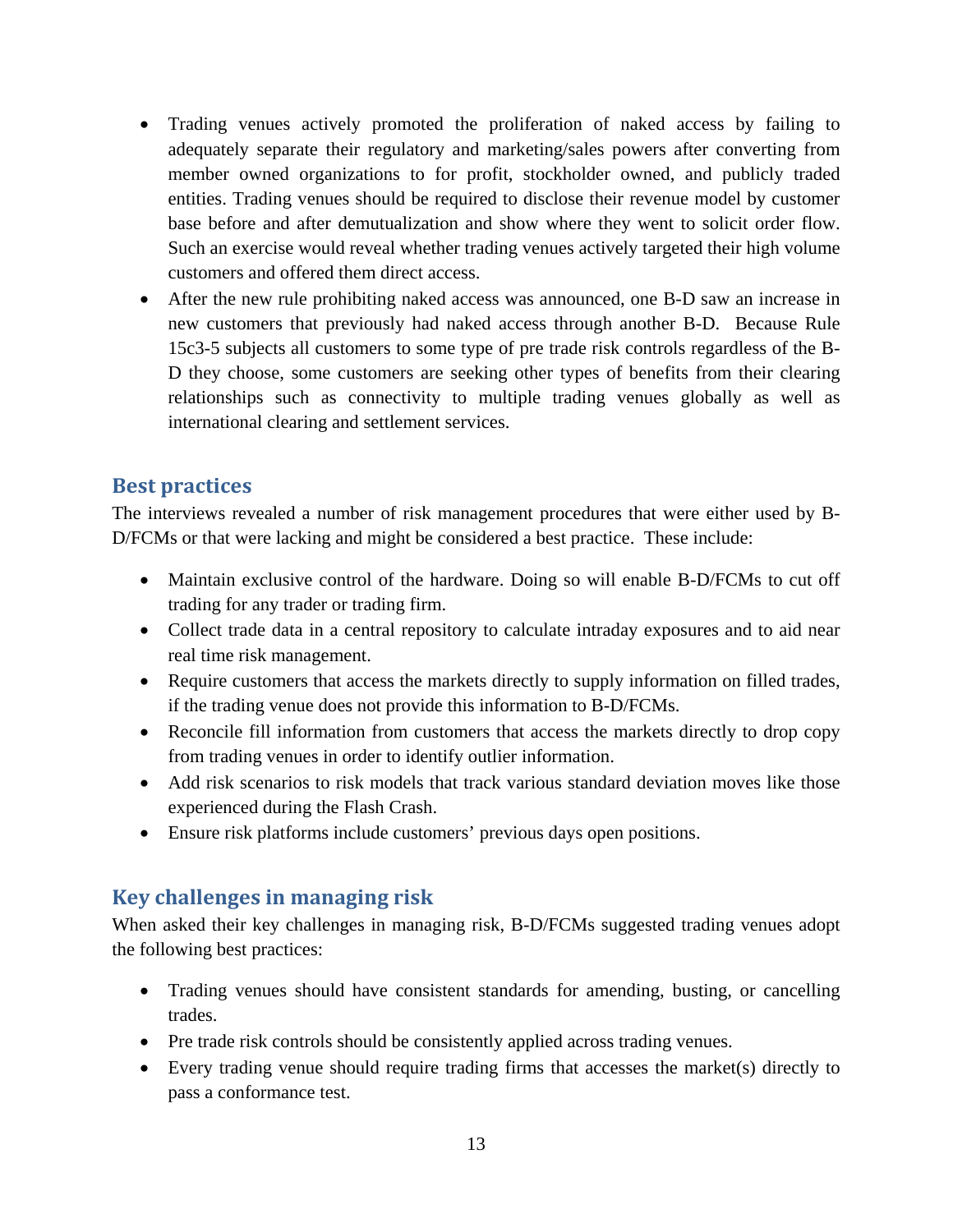- Trading venues actively promoted the proliferation of naked access by failing to adequately separate their regulatory and marketing/sales powers after converting from member owned organizations to for profit, stockholder owned, and publicly traded entities. Trading venues should be required to disclose their revenue model by customer base before and after demutualization and show where they went to solicit order flow. Such an exercise would reveal whether trading venues actively targeted their high volume customers and offered them direct access.
- After the new rule prohibiting naked access was announced, one B-D saw an increase in new customers that previously had naked access through another B-D. Because Rule 15c3-5 subjects all customers to some type of pre trade risk controls regardless of the B-D they choose, some customers are seeking other types of benefits from their clearing relationships such as connectivity to multiple trading venues globally as well as international clearing and settlement services.

## Best practices

The interviews revealed a number of risk management procedures that were either used by B-D/FCMs or that were lacking and might be considered a best practice. These include:

- Maintain exclusive control of the hardware. Doing so will enable B-D/FCMs to cut off trading for any trader or trading firm.
- Collect trade data in a central repository to calculate intraday exposures and to aid near real time risk management.
- Require customers that access the markets directly to supply information on filled trades, if the trading venue does not provide this information to B-D/FCMs.
- Reconcile fill information from customers that access the markets directly to drop copy from trading venues in order to identify outlier information.
- Add risk scenarios to risk models that track various standard deviation moves like those experienced during the Flash Crash.
- Ensure risk platforms include customers' previous days open positions.

## Key challenges in managing risk

When asked their key challenges in managing risk, B-D/FCMs suggested trading venues adopt the following best practices:

- Trading venues should have consistent standards for amending, busting, or cancelling trades.
- Pre trade risk controls should be consistently applied across trading venues.
- Every trading venue should require trading firms that accesses the market(s) directly to pass a conformance test.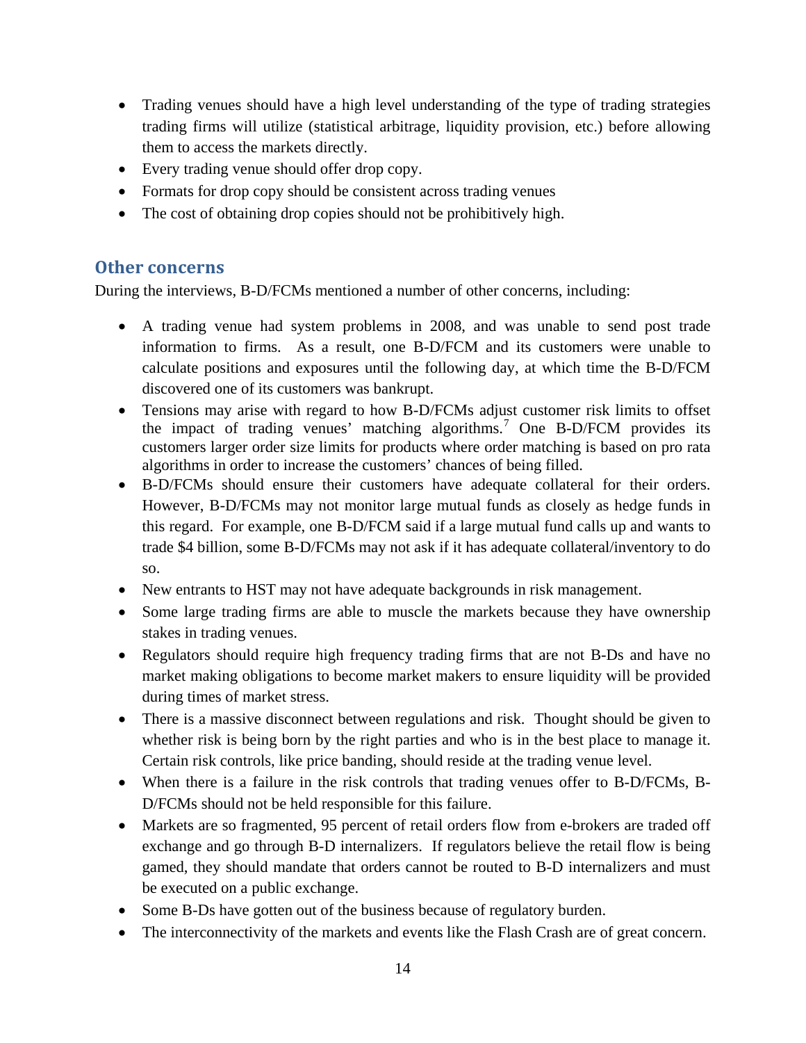- Trading venues should have a high level understanding of the type of trading strategies trading firms will utilize (statistical arbitrage, liquidity provision, etc.) before allowing them to access the markets directly.
- Every trading venue should offer drop copy.
- Formats for drop copy should be consistent across trading venues
- The cost of obtaining drop copies should not be prohibitively high.

## Other concerns

During the interviews, B-D/FCMs mentioned a number of other concerns, including:

- A trading venue had system problems in 2008, and was unable to send post trade information to firms. As a result, one B-D/FCM and its customers were unable to calculate positions and exposures until the following day, at which time the B-D/FCM discovered one of its customers was bankrupt.
- Tensions may arise with regard to how B-D/FCMs adjust customer risk limits to offset the impact of trading venues' matching algorithms.[7] One B-D/FCM provides its customers larger order size limits for products where order matching is based on pro rata algorithms in order to increase the customers' chances of being filled.
- B-D/FCMs should ensure their customers have adequate collateral for their orders. However, B-D/FCMs may not monitor large mutual funds as closely as hedge funds in this regard. For example, one B-D/FCM said if a large mutual fund calls up and wants to trade $4 billion, some B-D/FCMs may not ask if it has adequate collateral/inventory to do so.
- New entrants to HST may not have adequate backgrounds in risk management.
- Some large trading firms are able to muscle the markets because they have ownership stakes in trading venues.
- Regulators should require high frequency trading firms that are not B-Ds and have no market making obligations to become market makers to ensure liquidity will be provided during times of market stress.
- There is a massive disconnect between regulations and risk. Thought should be given to whether risk is being born by the right parties and who is in the best place to manage it. Certain risk controls, like price banding, should reside at the trading venue level.
- When there is a failure in the risk controls that trading venues offer to B-D/FCMs, B-D/FCMs should not be held responsible for this failure.
- Markets are so fragmented, 95 percent of retail orders flow from e-brokers are traded off exchange and go through B-D internalizers. If regulators believe the retail flow is being gamed, they should mandate that orders cannot be routed to B-D internalizers and must be executed on a public exchange.
- Some B-Ds have gotten out of the business because of regulatory burden.
- The interconnectivity of the markets and events like the Flash Crash are of great concern.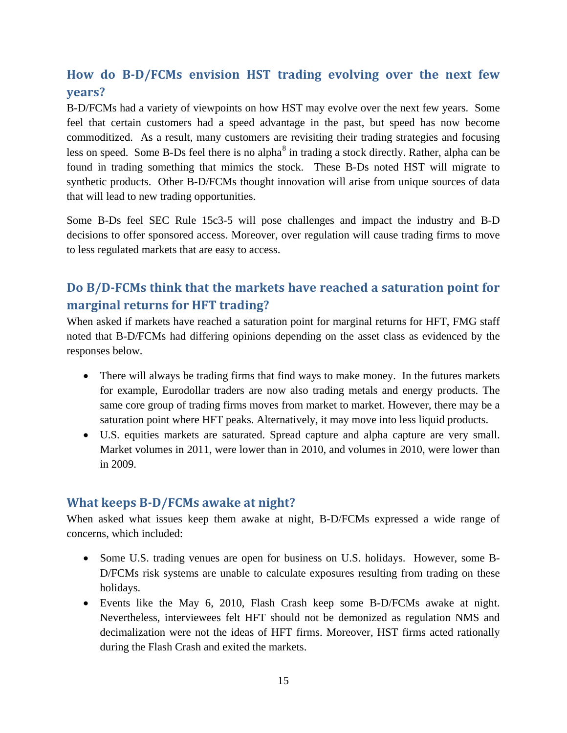## How do B-D/FCMs envision HST trading evolving over the next few years?

B-D/FCMs had a variety of viewpoints on how HST may evolve over the next few years. Some feel that certain customers had a speed advantage in the past, but speed has now become commoditized. As a result, many customers are revisiting their trading strategies and focusing less on speed. Some B-Ds feel there is no alpha[8] in trading a stock directly. Rather, alpha can be found in trading something that mimics the stock. These B-Ds noted HST will migrate to synthetic products. Other B-D/FCMs thought innovation will arise from unique sources of data that will lead to new trading opportunities.

Some B-Ds feel SEC Rule 15c3-5 will pose challenges and impact the industry and B-D decisions to offer sponsored access. Moreover, over regulation will cause trading firms to move to less regulated markets that are easy to access.

## Do B/D-FCMs think that the markets have reached a saturation point for marginal returns for HFT trading?

When asked if markets have reached a saturation point for marginal returns for HFT, FMG staff noted that B-D/FCMs had differing opinions depending on the asset class as evidenced by the responses below.

- There will always be trading firms that find ways to make money. In the futures markets for example, Eurodollar traders are now also trading metals and energy products. The same core group of trading firms moves from market to market. However, there may be a saturation point where HFT peaks. Alternatively, it may move into less liquid products.
- U.S. equities markets are saturated. Spread capture and alpha capture are very small. Market volumes in 2011, were lower than in 2010, and volumes in 2010, were lower than in 2009.

## What keeps B-D/FCMs awake at night?

When asked what issues keep them awake at night, B-D/FCMs expressed a wide range of concerns, which included:

- Some U.S. trading venues are open for business on U.S. holidays. However, some B-D/FCMs risk systems are unable to calculate exposures resulting from trading on these holidays.
- Events like the May 6, 2010, Flash Crash keep some B-D/FCMs awake at night. Nevertheless, interviewees felt HFT should not be demonized as regulation NMS and decimalization were not the ideas of HFT firms. Moreover, HST firms acted rationally during the Flash Crash and exited the markets.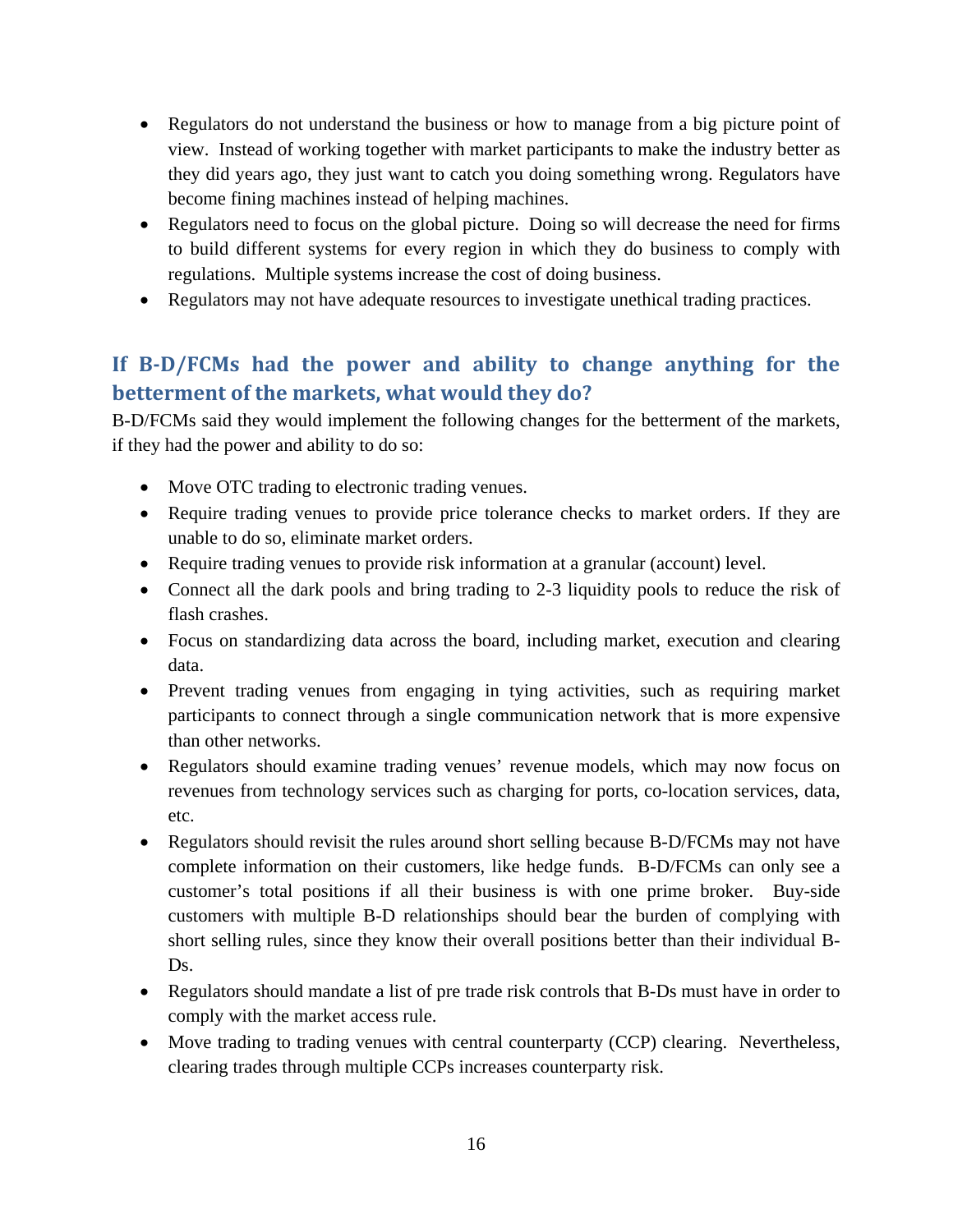- Regulators do not understand the business or how to manage from a big picture point of view. Instead of working together with market participants to make the industry better as they did years ago, they just want to catch you doing something wrong. Regulators have become fining machines instead of helping machines.
- Regulators need to focus on the global picture. Doing so will decrease the need for firms to build different systems for every region in which they do business to comply with regulations. Multiple systems increase the cost of doing business.
- Regulators may not have adequate resources to investigate unethical trading practices.

## If B-D/FCMs had the power and ability to change anything for the betterment of the markets, what would they do?

B-D/FCMs said they would implement the following changes for the betterment of the markets, if they had the power and ability to do so:

- Move OTC trading to electronic trading venues.
- Require trading venues to provide price tolerance checks to market orders. If they are unable to do so, eliminate market orders.
- Require trading venues to provide risk information at a granular (account) level.
- Connect all the dark pools and bring trading to 2-3 liquidity pools to reduce the risk of flash crashes.
- Focus on standardizing data across the board, including market, execution and clearing data.
- Prevent trading venues from engaging in tying activities, such as requiring market participants to connect through a single communication network that is more expensive than other networks.
- Regulators should examine trading venues' revenue models, which may now focus on revenues from technology services such as charging for ports, co-location services, data, etc.
- Regulators should revisit the rules around short selling because B-D/FCMs may not have complete information on their customers, like hedge funds. B-D/FCMs can only see a customer's total positions if all their business is with one prime broker. Buy-side customers with multiple B-D relationships should bear the burden of complying with short selling rules, since they know their overall positions better than their individual B-Ds.
- Regulators should mandate a list of pre trade risk controls that B-Ds must have in order to comply with the market access rule.
- Move trading to trading venues with central counterparty (CCP) clearing. Nevertheless, clearing trades through multiple CCPs increases counterparty risk.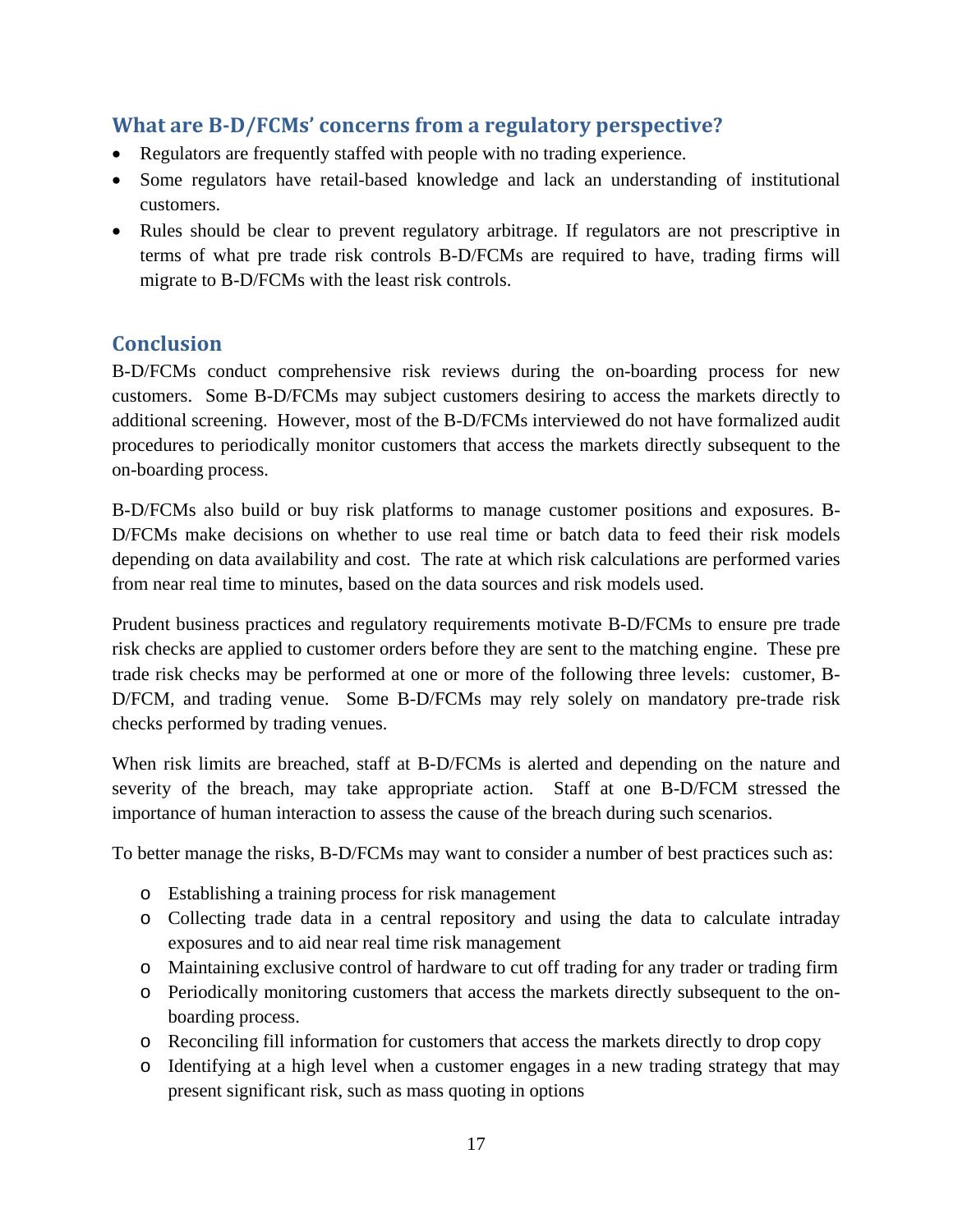## What are B-D/FCMs' concerns from a regulatory perspective?

- Regulators are frequently staffed with people with no trading experience.
- Some regulators have retail-based knowledge and lack an understanding of institutional customers.
- Rules should be clear to prevent regulatory arbitrage. If regulators are not prescriptive in terms of what pre trade risk controls B-D/FCMs are required to have, trading firms will migrate to B-D/FCMs with the least risk controls.

## Conclusion

B-D/FCMs conduct comprehensive risk reviews during the on-boarding process for new customers. Some B-D/FCMs may subject customers desiring to access the markets directly to additional screening. However, most of the B-D/FCMs interviewed do not have formalized audit procedures to periodically monitor customers that access the markets directly subsequent to the on-boarding process.

B-D/FCMs also build or buy risk platforms to manage customer positions and exposures. B-D/FCMs make decisions on whether to use real time or batch data to feed their risk models depending on data availability and cost. The rate at which risk calculations are performed varies from near real time to minutes, based on the data sources and risk models used.

Prudent business practices and regulatory requirements motivate B-D/FCMs to ensure pre trade risk checks are applied to customer orders before they are sent to the matching engine. These pre trade risk checks may be performed at one or more of the following three levels: customer, B-D/FCM, and trading venue. Some B-D/FCMs may rely solely on mandatory pre-trade risk checks performed by trading venues.

When risk limits are breached, staff at B-D/FCMs is alerted and depending on the nature and severity of the breach, may take appropriate action. Staff at one B-D/FCM stressed the importance of human interaction to assess the cause of the breach during such scenarios.

To better manage the risks, B-D/FCMs may want to consider a number of best practices such as:

- Establishing a training process for risk management
- Collecting trade data in a central repository and using the data to calculate intraday exposures and to aid near real time risk management
- Maintaining exclusive control of hardware to cut off trading for any trader or trading firm
- Periodically monitoring customers that access the markets directly subsequent to the on-boarding process.
- Reconciling fill information for customers that access the markets directly to drop copy
- Identifying at a high level when a customer engages in a new trading strategy that may present significant risk, such as mass quoting in options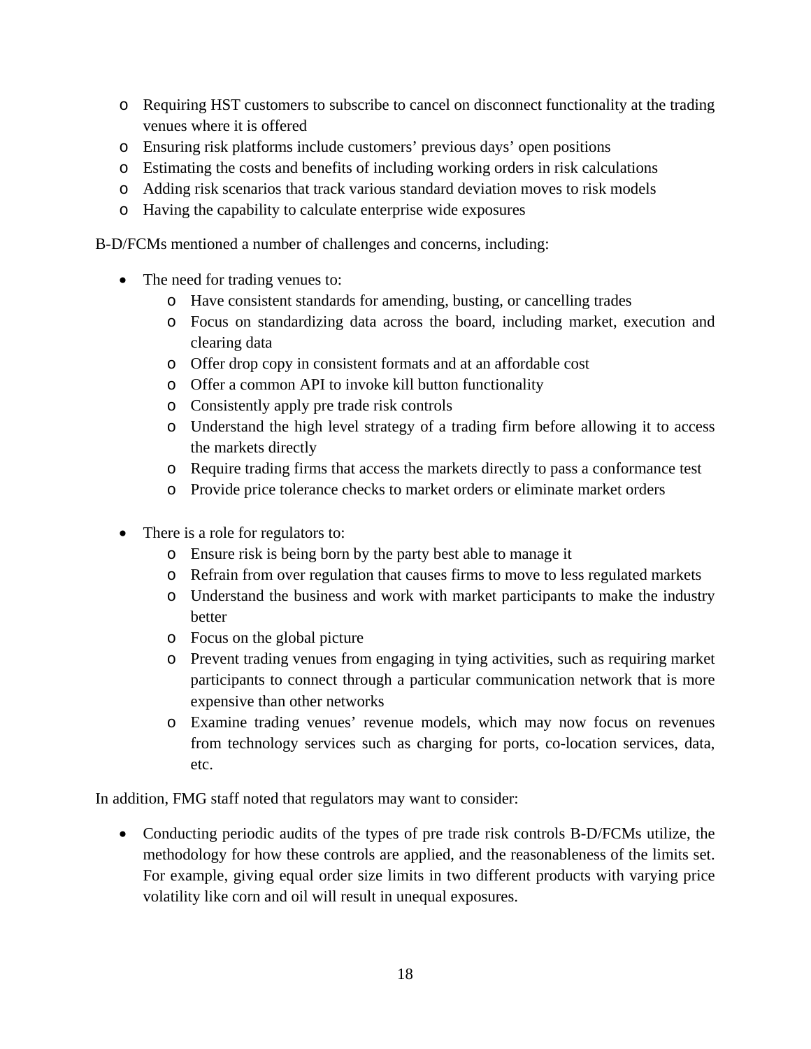- Requiring HST customers to subscribe to cancel on disconnect functionality at the trading venues where it is offered
- Ensuring risk platforms include customers' previous days' open positions
- Estimating the costs and benefits of including working orders in risk calculations
- Adding risk scenarios that track various standard deviation moves to risk models
- Having the capability to calculate enterprise wide exposures

B-D/FCMs mentioned a number of challenges and concerns, including:

- The need for trading venues to:
  - Have consistent standards for amending, busting, or cancelling trades
  - Focus on standardizing data across the board, including market, execution and clearing data
  - Offer drop copy in consistent formats and at an affordable cost
  - Offer a common API to invoke kill button functionality
  - Consistently apply pre trade risk controls
  - Understand the high level strategy of a trading firm before allowing it to access the markets directly
  - Require trading firms that access the markets directly to pass a conformance test
  - Provide price tolerance checks to market orders or eliminate market orders

- There is a role for regulators to:
  - Ensure risk is being born by the party best able to manage it
  - Refrain from over regulation that causes firms to move to less regulated markets
  - Understand the business and work with market participants to make the industry better
  - Focus on the global picture
  - Prevent trading venues from engaging in tying activities, such as requiring market participants to connect through a particular communication network that is more expensive than other networks
  - Examine trading venues' revenue models, which may now focus on revenues from technology services such as charging for ports, co-location services, data, etc.

In addition, FMG staff noted that regulators may want to consider:

- Conducting periodic audits of the types of pre trade risk controls B-D/FCMs utilize, the methodology for how these controls are applied, and the reasonableness of the limits set. For example, giving equal order size limits in two different products with varying price volatility like corn and oil will result in unequal exposures.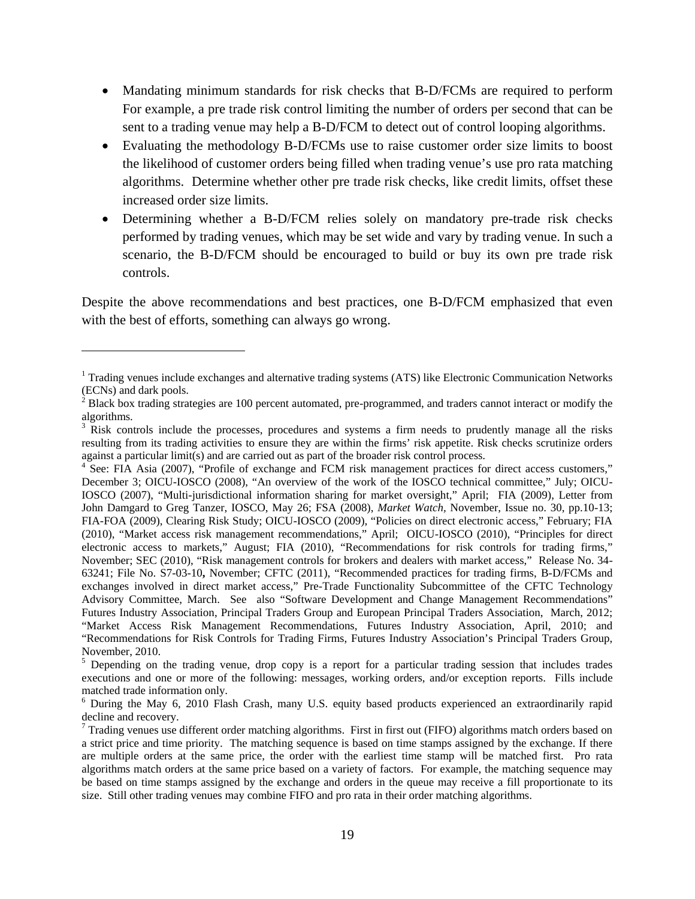- Mandating minimum standards for risk checks that B-D/FCMs are required to perform For example, a pre trade risk control limiting the number of orders per second that can be sent to a trading venue may help a B-D/FCM to detect out of control looping algorithms.
- Evaluating the methodology B-D/FCMs use to raise customer order size limits to boost the likelihood of customer orders being filled when trading venue's use pro rata matching algorithms. Determine whether other pre trade risk checks, like credit limits, offset these increased order size limits.
- Determining whether a B-D/FCM relies solely on mandatory pre-trade risk checks performed by trading venues, which may be set wide and vary by trading venue. In such a scenario, the B-D/FCM should be encouraged to build or buy its own pre trade risk controls.

Despite the above recommendations and best practices, one B-D/FCM emphasized that even with the best of efforts, something can always go wrong.

---

[1] Trading venues include exchanges and alternative trading systems (ATS) like Electronic Communication Networks (ECNs) and dark pools.

[2] Black box trading strategies are 100 percent automated, pre-programmed, and traders cannot interact or modify the algorithms.

[3] Risk controls include the processes, procedures and systems a firm needs to prudently manage all the risks resulting from its trading activities to ensure they are within the firms' risk appetite. Risk checks scrutinize orders against a particular limit(s) and are carried out as part of the broader risk control process.

[4] See: FIA Asia (2007), "Profile of exchange and FCM risk management practices for direct access customers," December 3; OICU-IOSCO (2008), "An overview of the work of the IOSCO technical committee," July; OICU-IOSCO (2007), "Multi-jurisdictional information sharing for market oversight," April; FIA (2009), Letter from John Damgard to Greg Tanzer, IOSCO, May 26; FSA (2008), *Market Watch*, November, Issue no. 30, pp.10-13; FIA-FOA (2009), Clearing Risk Study; OICU-IOSCO (2009), "Policies on direct electronic access," February; FIA (2010), "Market access risk management recommendations," April; OICU-IOSCO (2010), "Principles for direct electronic access to markets," August; FIA (2010), "Recommendations for risk controls for trading firms," November; SEC (2010), "Risk management controls for brokers and dealers with market access," Release No. 34-63241; File No. S7-03-10**,** November; CFTC (2011), "Recommended practices for trading firms, B-D/FCMs and exchanges involved in direct market access," Pre-Trade Functionality Subcommittee of the CFTC Technology Advisory Committee, March. See also "Software Development and Change Management Recommendations" Futures Industry Association, Principal Traders Group and European Principal Traders Association, March, 2012; "Market Access Risk Management Recommendations, Futures Industry Association, April, 2010; and "Recommendations for Risk Controls for Trading Firms, Futures Industry Association's Principal Traders Group, November, 2010.

[5] Depending on the trading venue, drop copy is a report for a particular trading session that includes trades executions and one or more of the following: messages, working orders, and/or exception reports. Fills include matched trade information only.

[6] During the May 6, 2010 Flash Crash, many U.S. equity based products experienced an extraordinarily rapid decline and recovery.

[7] Trading venues use different order matching algorithms. First in first out (FIFO) algorithms match orders based on a strict price and time priority. The matching sequence is based on time stamps assigned by the exchange. If there are multiple orders at the same price, the order with the earliest time stamp will be matched first. Pro rata algorithms match orders at the same price based on a variety of factors. For example, the matching sequence may be based on time stamps assigned by the exchange and orders in the queue may receive a fill proportionate to its size. Still other trading venues may combine FIFO and pro rata in their order matching algorithms.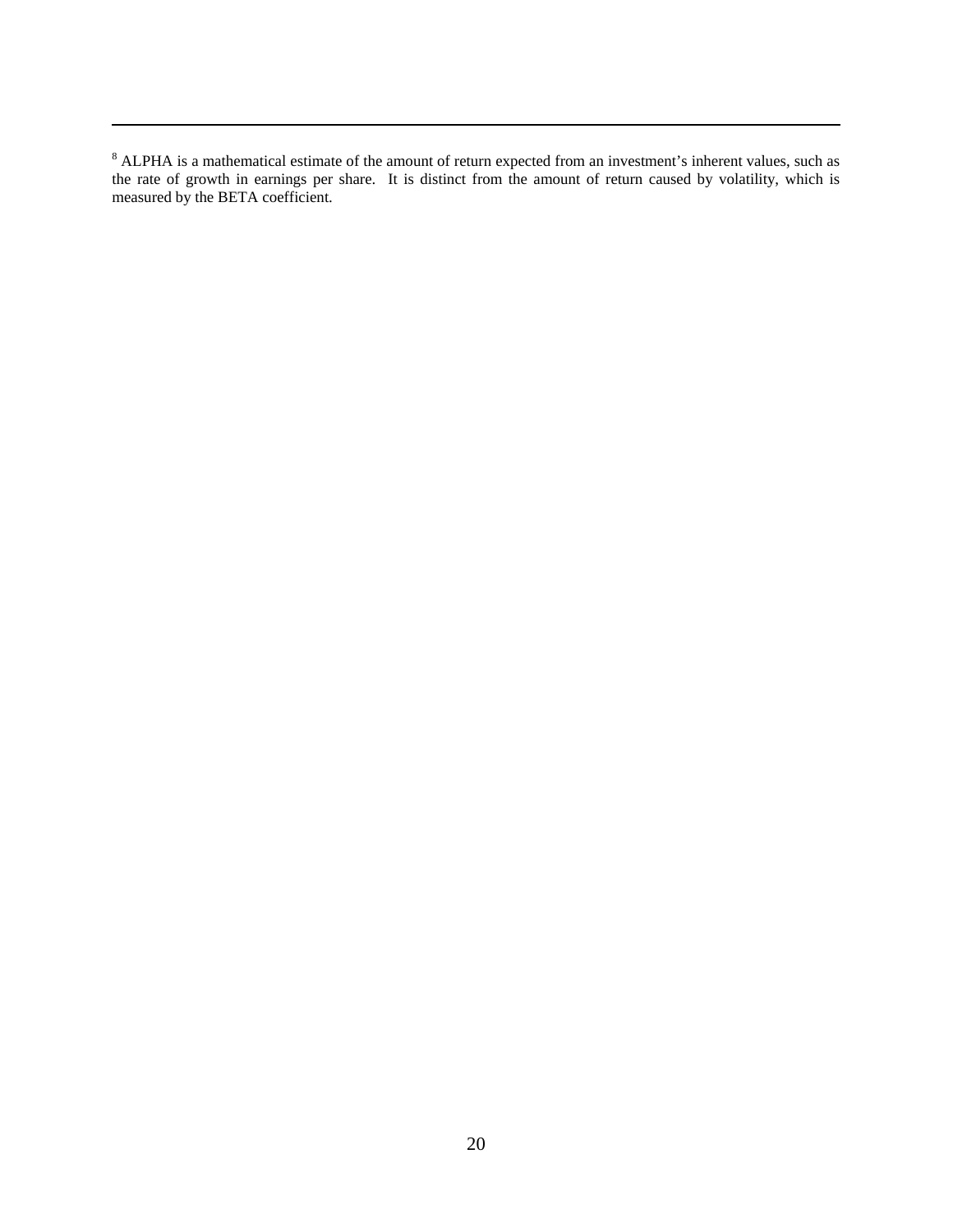[8] ALPHA is a mathematical estimate of the amount of return expected from an investment's inherent values, such as the rate of growth in earnings per share. It is distinct from the amount of return caused by volatility, which is measured by the BETA coefficient.